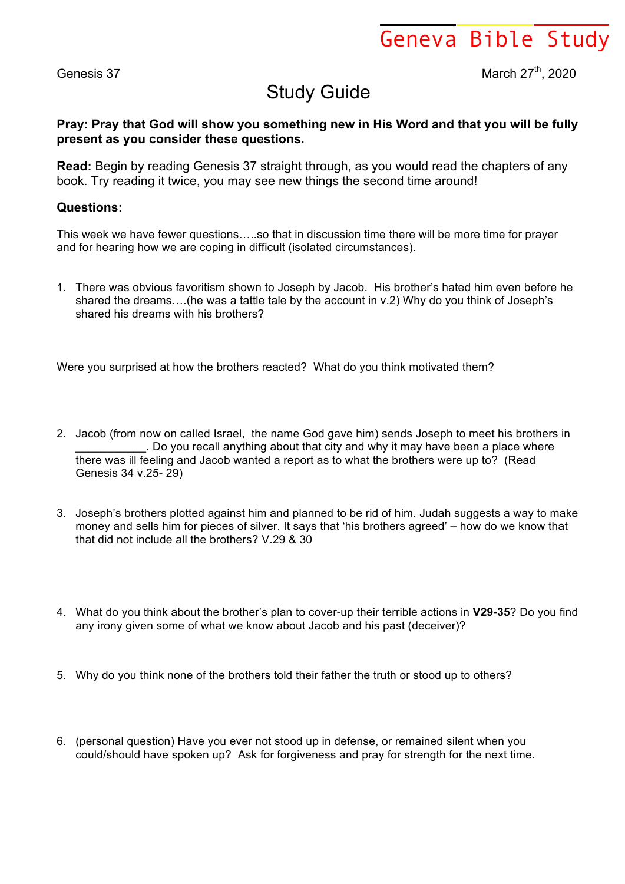Geneva Bible Study

Genesis 37 March 27th, 2020

# Study Guide

**Pray: Pray that God will show you something new in His Word and that you will be fully present as you consider these questions.**

**Read:** Begin by reading Genesis 37 straight through, as you would read the chapters of any book. Try reading it twice, you may see new things the second time around!

### Questions:

This week we have fewer questions…..so that in discussion time there will be more time for prayer and for hearing how we are coping in difficult (isolated circumstances).

1. There was obvious favoritism shown to Joseph by Jacob. His brother's hated him even before he shared the dreams….(he was a tattle tale by the account in v.2) Why do you think of Joseph's shared his dreams with his brothers?

Were you surprised at how the brothers reacted? What do you think motivated them?

2. Jacob (from now on called Israel, the name God gave him) sends Joseph to meet his brothers in ___________. Do you recall anything about that city and why it may have been a place where there was ill feeling and Jacob wanted a report as to what the brothers were up to? (Read Genesis 34 v.25- 29)

3. Joseph's brothers plotted against him and planned to be rid of him. Judah suggests a way to make money and sells him for pieces of silver. It says that 'his brothers agreed' – how do we know that that did not include all the brothers? V.29 & 30

4. What do you think about the brother's plan to cover-up their terrible actions in **V29-35**? Do you find any irony given some of what we know about Jacob and his past (deceiver)?

5. Why do you think none of the brothers told their father the truth or stood up to others?

6. (personal question) Have you ever not stood up in defense, or remained silent when you could/should have spoken up? Ask for forgiveness and pray for strength for the next time.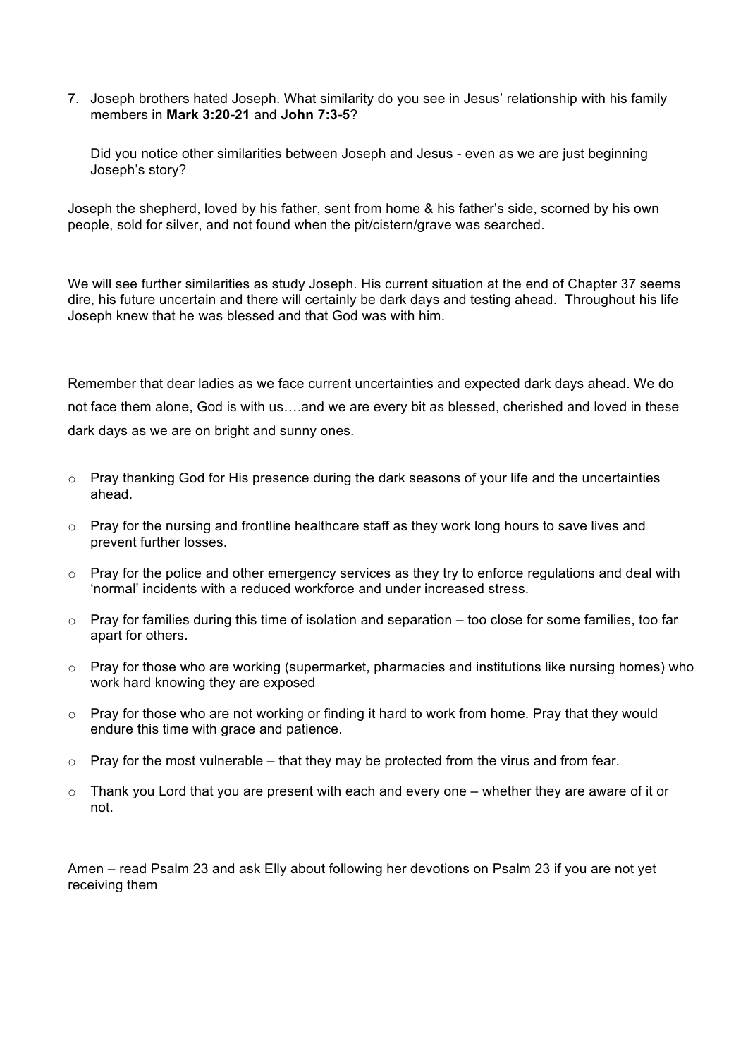7. Joseph brothers hated Joseph. What similarity do you see in Jesus' relationship with his family members in **Mark 3:20-21** and **John 7:3-5**?

   Did you notice other similarities between Joseph and Jesus - even as we are just beginning Joseph's story?

Joseph the shepherd, loved by his father, sent from home & his father's side, scorned by his own people, sold for silver, and not found when the pit/cistern/grave was searched.

We will see further similarities as study Joseph. His current situation at the end of Chapter 37 seems dire, his future uncertain and there will certainly be dark days and testing ahead. Throughout his life Joseph knew that he was blessed and that God was with him.

Remember that dear ladies as we face current uncertainties and expected dark days ahead. We do not face them alone, God is with us….and we are every bit as blessed, cherished and loved in these dark days as we are on bright and sunny ones.

- Pray thanking God for His presence during the dark seasons of your life and the uncertainties ahead.
- Pray for the nursing and frontline healthcare staff as they work long hours to save lives and prevent further losses.
- Pray for the police and other emergency services as they try to enforce regulations and deal with 'normal' incidents with a reduced workforce and under increased stress.
- Pray for families during this time of isolation and separation – too close for some families, too far apart for others.
- Pray for those who are working (supermarket, pharmacies and institutions like nursing homes) who work hard knowing they are exposed
- Pray for those who are not working or finding it hard to work from home. Pray that they would endure this time with grace and patience.
- Pray for the most vulnerable – that they may be protected from the virus and from fear.
- Thank you Lord that you are present with each and every one – whether they are aware of it or not.

Amen – read Psalm 23 and ask Elly about following her devotions on Psalm 23 if you are not yet receiving them